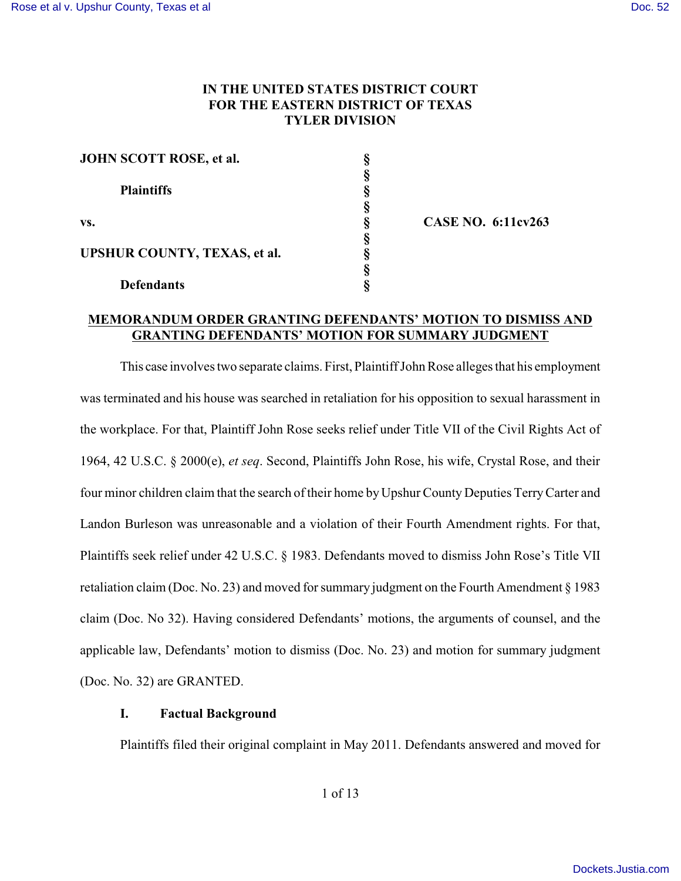**IN THE UNITED STATES DISTRICT COURT**
**FOR THE EASTERN DISTRICT OF TEXAS**
**TYLER DIVISION**

| | | |
|---|---|---|
| **JOHN SCOTT ROSE, et al.** | § | |
| | § | |
| **Plaintiffs** | § | |
| | § | |
| **vs.** | § | **CASE NO. 6:11cv263** |
| | § | |
| **UPSHUR COUNTY, TEXAS, et al.** | § | |
| | § | |
| **Defendants** | § | |

**MEMORANDUM ORDER GRANTING DEFENDANTS' MOTION TO DISMISS AND GRANTING DEFENDANTS' MOTION FOR SUMMARY JUDGMENT**

This case involves two separate claims. First, Plaintiff John Rose alleges that his employment was terminated and his house was searched in retaliation for his opposition to sexual harassment in the workplace. For that, Plaintiff John Rose seeks relief under Title VII of the Civil Rights Act of 1964, 42 U.S.C. § 2000(e), *et seq*. Second, Plaintiffs John Rose, his wife, Crystal Rose, and their four minor children claim that the search of their home by Upshur County Deputies Terry Carter and Landon Burleson was unreasonable and a violation of their Fourth Amendment rights. For that, Plaintiffs seek relief under 42 U.S.C. § 1983. Defendants moved to dismiss John Rose's Title VII retaliation claim (Doc. No. 23) and moved for summary judgment on the Fourth Amendment § 1983 claim (Doc. No 32). Having considered Defendants' motions, the arguments of counsel, and the applicable law, Defendants' motion to dismiss (Doc. No. 23) and motion for summary judgment (Doc. No. 32) are GRANTED.

## I. Factual Background

Plaintiffs filed their original complaint in May 2011. Defendants answered and moved for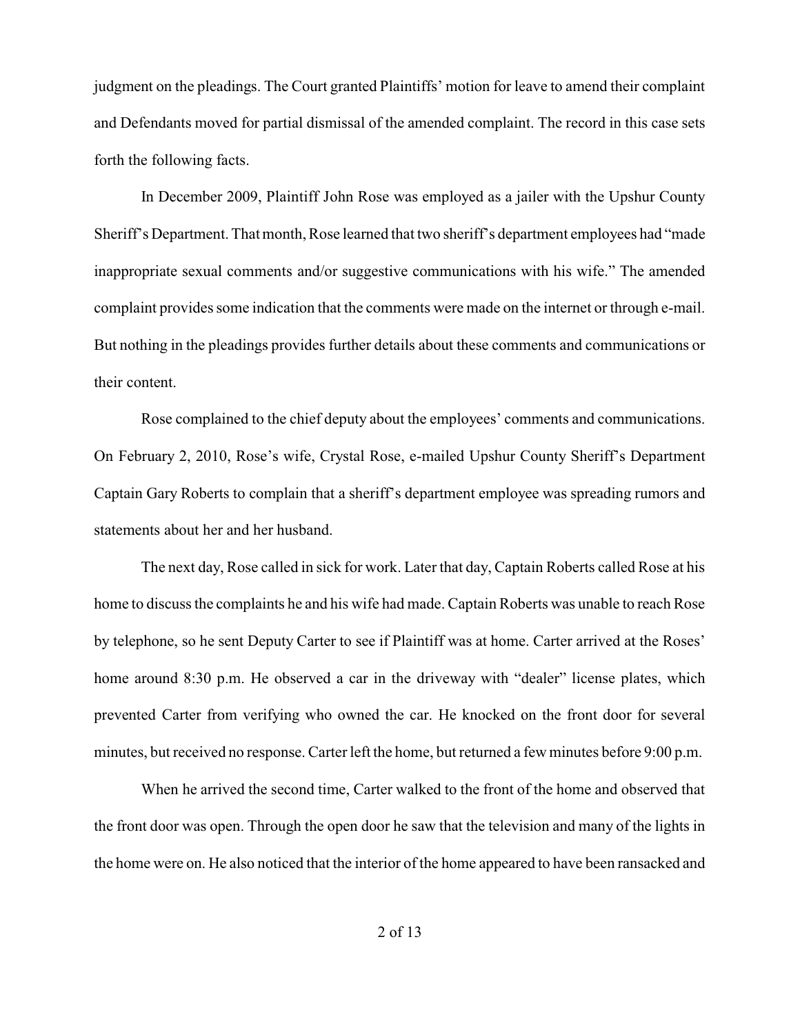judgment on the pleadings. The Court granted Plaintiffs' motion for leave to amend their complaint and Defendants moved for partial dismissal of the amended complaint. The record in this case sets forth the following facts.

In December 2009, Plaintiff John Rose was employed as a jailer with the Upshur County Sheriff's Department. That month, Rose learned that two sheriff's department employees had "made inappropriate sexual comments and/or suggestive communications with his wife." The amended complaint provides some indication that the comments were made on the internet or through e-mail. But nothing in the pleadings provides further details about these comments and communications or their content.

Rose complained to the chief deputy about the employees' comments and communications. On February 2, 2010, Rose's wife, Crystal Rose, e-mailed Upshur County Sheriff's Department Captain Gary Roberts to complain that a sheriff's department employee was spreading rumors and statements about her and her husband.

The next day, Rose called in sick for work. Later that day, Captain Roberts called Rose at his home to discuss the complaints he and his wife had made. Captain Roberts was unable to reach Rose by telephone, so he sent Deputy Carter to see if Plaintiff was at home. Carter arrived at the Roses' home around 8:30 p.m. He observed a car in the driveway with "dealer" license plates, which prevented Carter from verifying who owned the car. He knocked on the front door for several minutes, but received no response. Carter left the home, but returned a few minutes before 9:00 p.m.

When he arrived the second time, Carter walked to the front of the home and observed that the front door was open. Through the open door he saw that the television and many of the lights in the home were on. He also noticed that the interior of the home appeared to have been ransacked and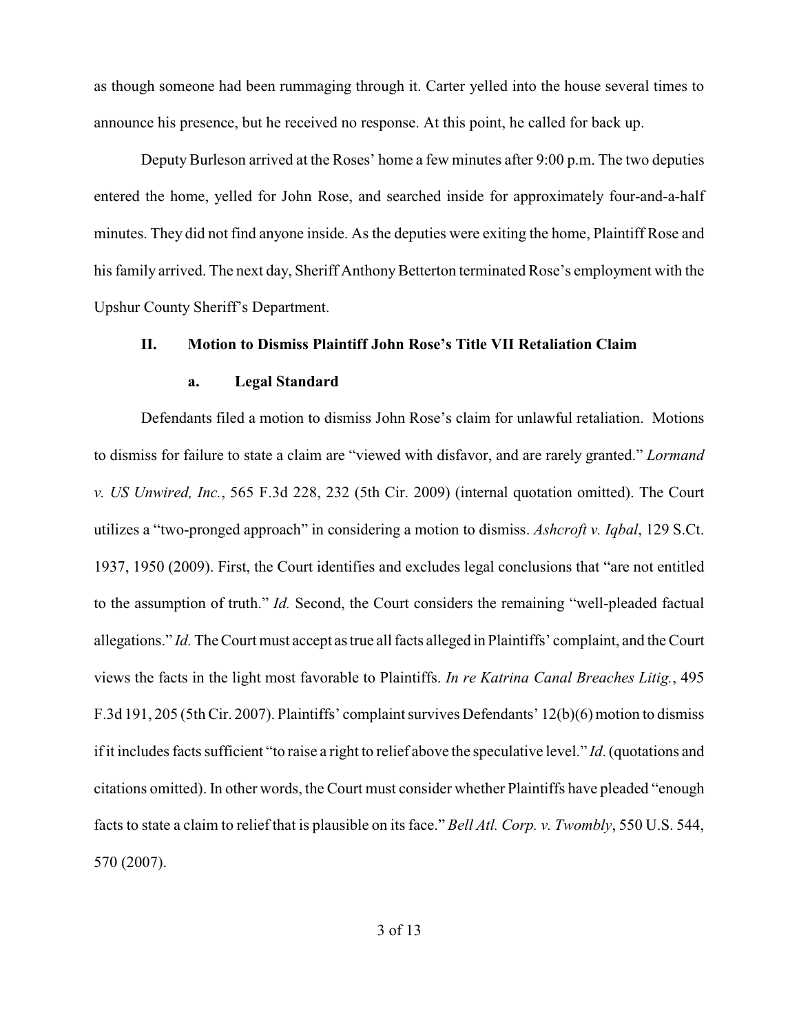as though someone had been rummaging through it. Carter yelled into the house several times to announce his presence, but he received no response. At this point, he called for back up.

Deputy Burleson arrived at the Roses' home a few minutes after 9:00 p.m. The two deputies entered the home, yelled for John Rose, and searched inside for approximately four-and-a-half minutes. They did not find anyone inside. As the deputies were exiting the home, Plaintiff Rose and his family arrived. The next day, Sheriff Anthony Betterton terminated Rose's employment with the Upshur County Sheriff's Department.

## II. Motion to Dismiss Plaintiff John Rose's Title VII Retaliation Claim

### a. Legal Standard

Defendants filed a motion to dismiss John Rose's claim for unlawful retaliation. Motions to dismiss for failure to state a claim are "viewed with disfavor, and are rarely granted." *Lormand v. US Unwired, Inc.*, 565 F.3d 228, 232 (5th Cir. 2009) (internal quotation omitted). The Court utilizes a "two-pronged approach" in considering a motion to dismiss. *Ashcroft v. Iqbal*, 129 S.Ct. 1937, 1950 (2009). First, the Court identifies and excludes legal conclusions that "are not entitled to the assumption of truth." *Id.* Second, the Court considers the remaining "well-pleaded factual allegations." *Id.* The Court must accept as true all facts alleged in Plaintiffs' complaint, and the Court views the facts in the light most favorable to Plaintiffs. *In re Katrina Canal Breaches Litig.*, 495 F.3d 191, 205 (5th Cir. 2007). Plaintiffs' complaint survives Defendants' 12(b)(6) motion to dismiss if it includes facts sufficient "to raise a right to relief above the speculative level." *Id*. (quotations and citations omitted). In other words, the Court must consider whether Plaintiffs have pleaded "enough facts to state a claim to relief that is plausible on its face." *Bell Atl. Corp. v. Twombly*, 550 U.S. 544, 570 (2007).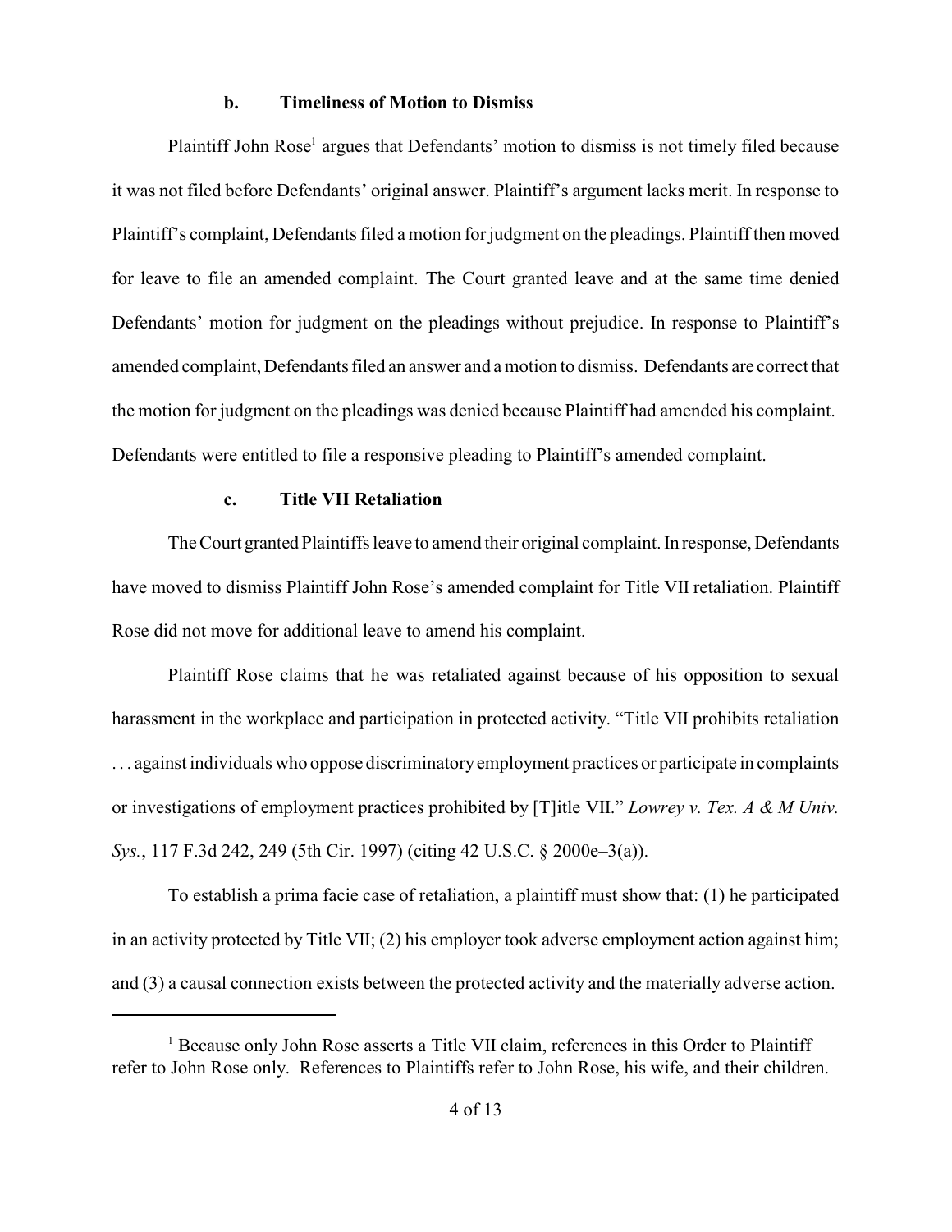### b. Timeliness of Motion to Dismiss

Plaintiff John Rose[1] argues that Defendants' motion to dismiss is not timely filed because it was not filed before Defendants' original answer. Plaintiff's argument lacks merit. In response to Plaintiff's complaint, Defendants filed a motion for judgment on the pleadings. Plaintiff then moved for leave to file an amended complaint. The Court granted leave and at the same time denied Defendants' motion for judgment on the pleadings without prejudice. In response to Plaintiff's amended complaint, Defendants filed an answer and a motion to dismiss. Defendants are correct that the motion for judgment on the pleadings was denied because Plaintiff had amended his complaint. Defendants were entitled to file a responsive pleading to Plaintiff's amended complaint.

### c. Title VII Retaliation

The Court granted Plaintiffs leave to amend their original complaint. In response, Defendants have moved to dismiss Plaintiff John Rose's amended complaint for Title VII retaliation. Plaintiff Rose did not move for additional leave to amend his complaint.

Plaintiff Rose claims that he was retaliated against because of his opposition to sexual harassment in the workplace and participation in protected activity. "Title VII prohibits retaliation . . . against individuals who oppose discriminatory employment practices or participate in complaints or investigations of employment practices prohibited by [T]itle VII." *Lowrey v. Tex. A & M Univ. Sys.*, 117 F.3d 242, 249 (5th Cir. 1997) (citing 42 U.S.C. § 2000e–3(a)).

To establish a prima facie case of retaliation, a plaintiff must show that: (1) he participated in an activity protected by Title VII; (2) his employer took adverse employment action against him; and (3) a causal connection exists between the protected activity and the materially adverse action.

---

[1] Because only John Rose asserts a Title VII claim, references in this Order to Plaintiff refer to John Rose only. References to Plaintiffs refer to John Rose, his wife, and their children.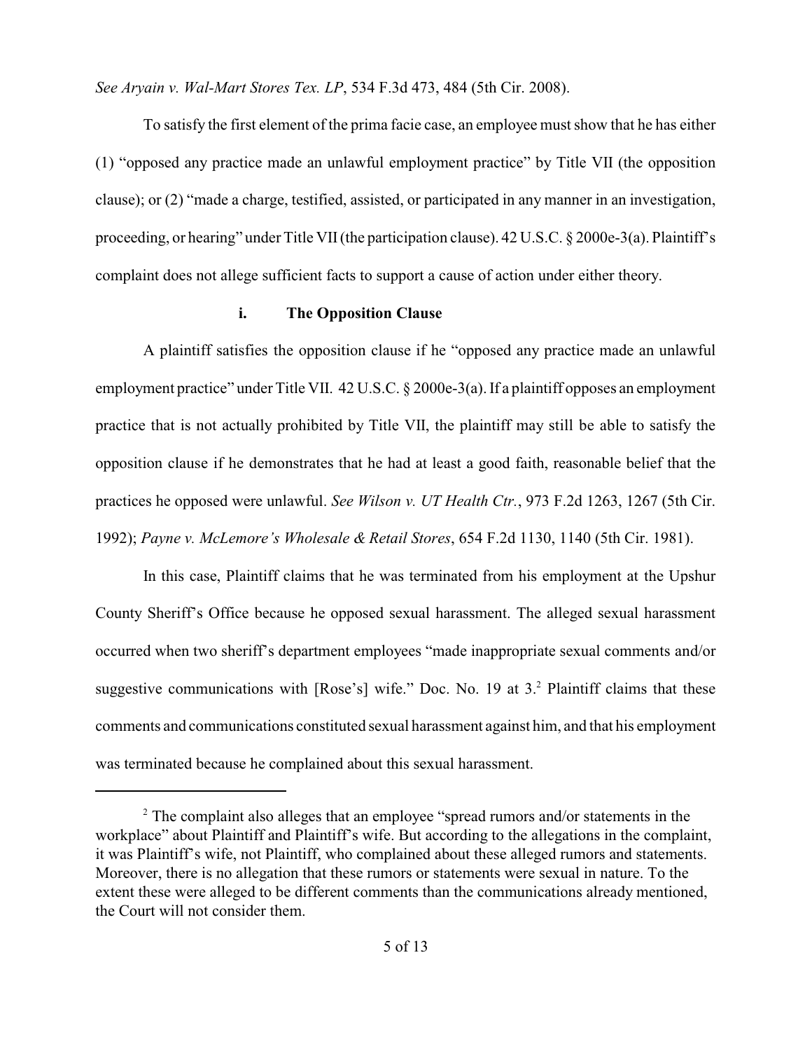*See Aryain v. Wal-Mart Stores Tex. LP*, 534 F.3d 473, 484 (5th Cir. 2008).

To satisfy the first element of the prima facie case, an employee must show that he has either (1) "opposed any practice made an unlawful employment practice" by Title VII (the opposition clause); or (2) "made a charge, testified, assisted, or participated in any manner in an investigation, proceeding, or hearing" under Title VII (the participation clause). 42 U.S.C. § 2000e-3(a). Plaintiff's complaint does not allege sufficient facts to support a cause of action under either theory.

#### i. The Opposition Clause

A plaintiff satisfies the opposition clause if he "opposed any practice made an unlawful employment practice" under Title VII. 42 U.S.C. § 2000e-3(a). If a plaintiff opposes an employment practice that is not actually prohibited by Title VII, the plaintiff may still be able to satisfy the opposition clause if he demonstrates that he had at least a good faith, reasonable belief that the practices he opposed were unlawful. *See Wilson v. UT Health Ctr.*, 973 F.2d 1263, 1267 (5th Cir. 1992); *Payne v. McLemore's Wholesale & Retail Stores*, 654 F.2d 1130, 1140 (5th Cir. 1981).

In this case, Plaintiff claims that he was terminated from his employment at the Upshur County Sheriff's Office because he opposed sexual harassment. The alleged sexual harassment occurred when two sheriff's department employees "made inappropriate sexual comments and/or suggestive communications with [Rose's] wife." Doc. No. 19 at 3.[2] Plaintiff claims that these comments and communications constituted sexual harassment against him, and that his employment was terminated because he complained about this sexual harassment.

---

[2] The complaint also alleges that an employee "spread rumors and/or statements in the workplace" about Plaintiff and Plaintiff's wife. But according to the allegations in the complaint, it was Plaintiff's wife, not Plaintiff, who complained about these alleged rumors and statements. Moreover, there is no allegation that these rumors or statements were sexual in nature. To the extent these were alleged to be different comments than the communications already mentioned, the Court will not consider them.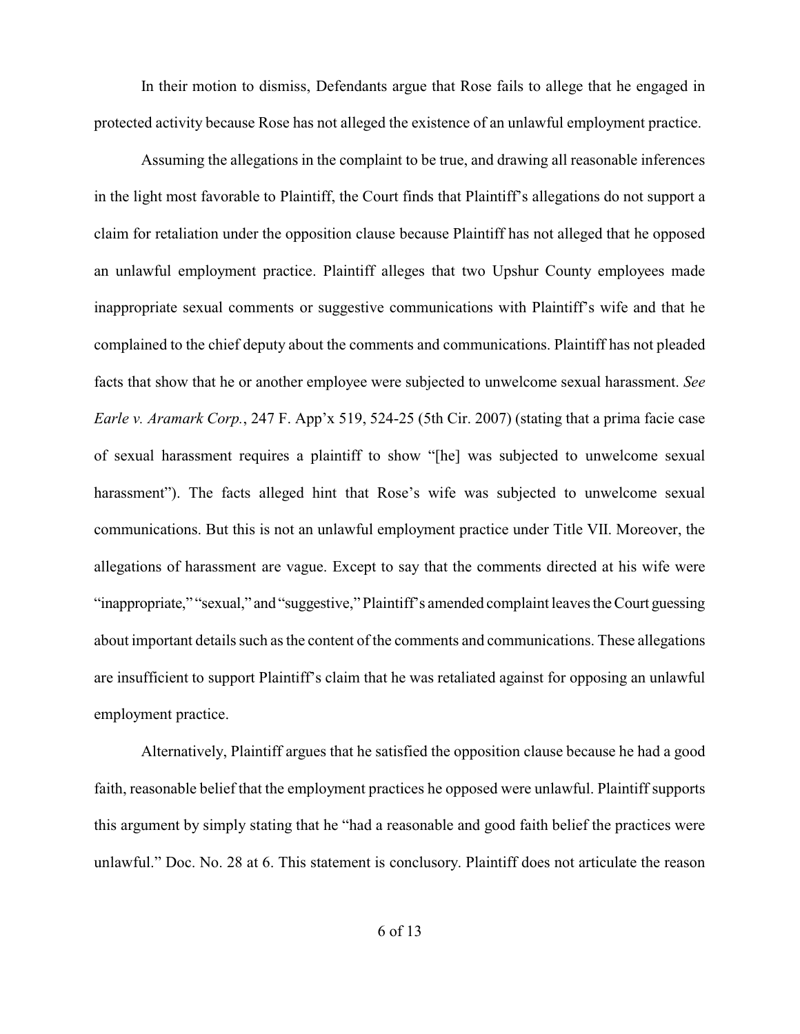In their motion to dismiss, Defendants argue that Rose fails to allege that he engaged in protected activity because Rose has not alleged the existence of an unlawful employment practice.

Assuming the allegations in the complaint to be true, and drawing all reasonable inferences in the light most favorable to Plaintiff, the Court finds that Plaintiff's allegations do not support a claim for retaliation under the opposition clause because Plaintiff has not alleged that he opposed an unlawful employment practice. Plaintiff alleges that two Upshur County employees made inappropriate sexual comments or suggestive communications with Plaintiff's wife and that he complained to the chief deputy about the comments and communications. Plaintiff has not pleaded facts that show that he or another employee were subjected to unwelcome sexual harassment. *See Earle v. Aramark Corp.*, 247 F. App'x 519, 524-25 (5th Cir. 2007) (stating that a prima facie case of sexual harassment requires a plaintiff to show "[he] was subjected to unwelcome sexual harassment"). The facts alleged hint that Rose's wife was subjected to unwelcome sexual communications. But this is not an unlawful employment practice under Title VII. Moreover, the allegations of harassment are vague. Except to say that the comments directed at his wife were "inappropriate," "sexual," and "suggestive," Plaintiff's amended complaint leaves the Court guessing about important details such as the content of the comments and communications. These allegations are insufficient to support Plaintiff's claim that he was retaliated against for opposing an unlawful employment practice.

Alternatively, Plaintiff argues that he satisfied the opposition clause because he had a good faith, reasonable belief that the employment practices he opposed were unlawful. Plaintiff supports this argument by simply stating that he "had a reasonable and good faith belief the practices were unlawful." Doc. No. 28 at 6. This statement is conclusory. Plaintiff does not articulate the reason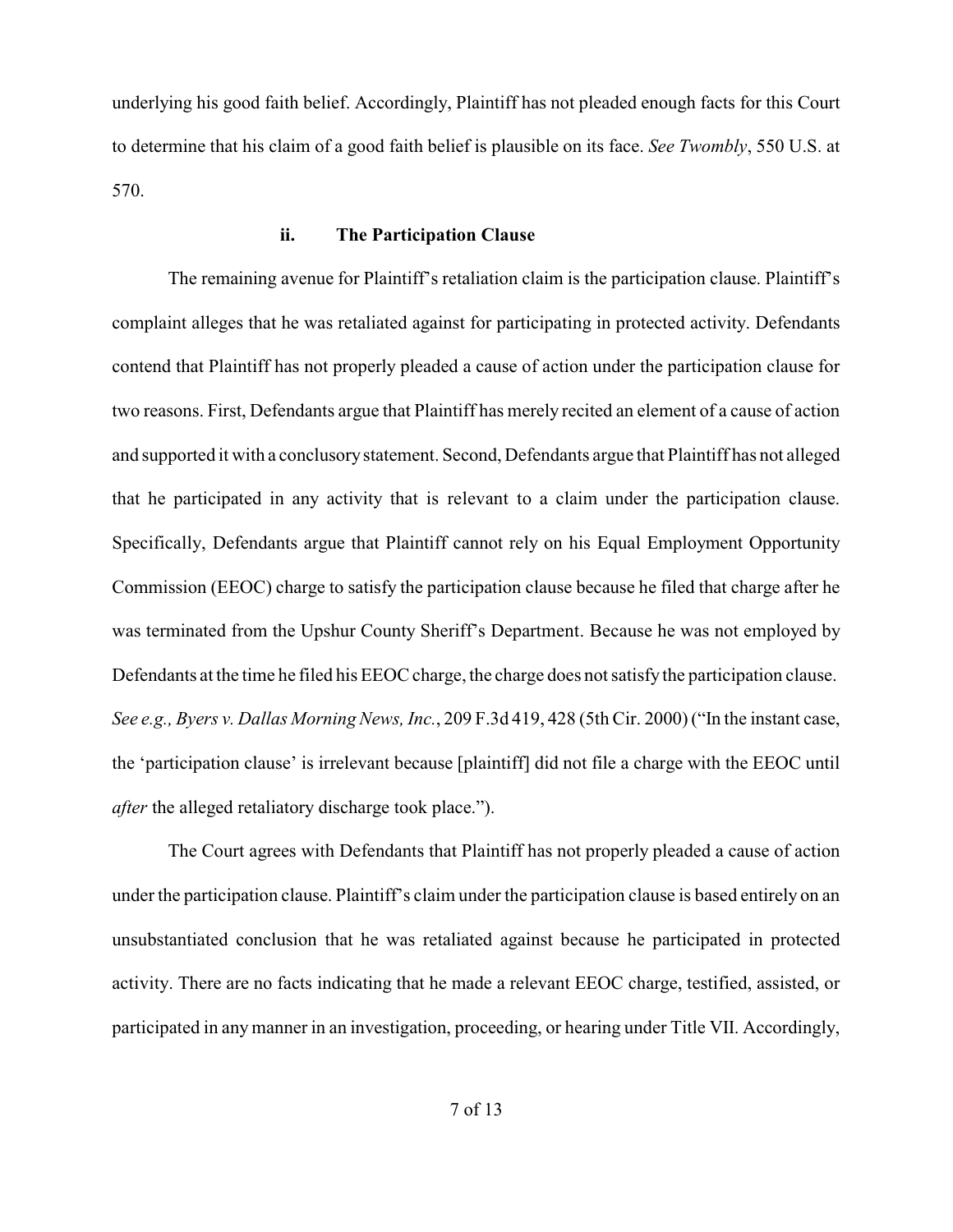underlying his good faith belief. Accordingly, Plaintiff has not pleaded enough facts for this Court to determine that his claim of a good faith belief is plausible on its face. *See Twombly*, 550 U.S. at 570.

#### ii. The Participation Clause

The remaining avenue for Plaintiff's retaliation claim is the participation clause. Plaintiff's complaint alleges that he was retaliated against for participating in protected activity. Defendants contend that Plaintiff has not properly pleaded a cause of action under the participation clause for two reasons. First, Defendants argue that Plaintiff has merely recited an element of a cause of action and supported it with a conclusory statement. Second, Defendants argue that Plaintiff has not alleged that he participated in any activity that is relevant to a claim under the participation clause. Specifically, Defendants argue that Plaintiff cannot rely on his Equal Employment Opportunity Commission (EEOC) charge to satisfy the participation clause because he filed that charge after he was terminated from the Upshur County Sheriff's Department. Because he was not employed by Defendants at the time he filed his EEOC charge, the charge does not satisfy the participation clause. *See e.g., Byers v. Dallas Morning News, Inc.*, 209 F.3d 419, 428 (5th Cir. 2000) ("In the instant case, the 'participation clause' is irrelevant because [plaintiff] did not file a charge with the EEOC until *after* the alleged retaliatory discharge took place.").

The Court agrees with Defendants that Plaintiff has not properly pleaded a cause of action under the participation clause. Plaintiff's claim under the participation clause is based entirely on an unsubstantiated conclusion that he was retaliated against because he participated in protected activity. There are no facts indicating that he made a relevant EEOC charge, testified, assisted, or participated in any manner in an investigation, proceeding, or hearing under Title VII. Accordingly,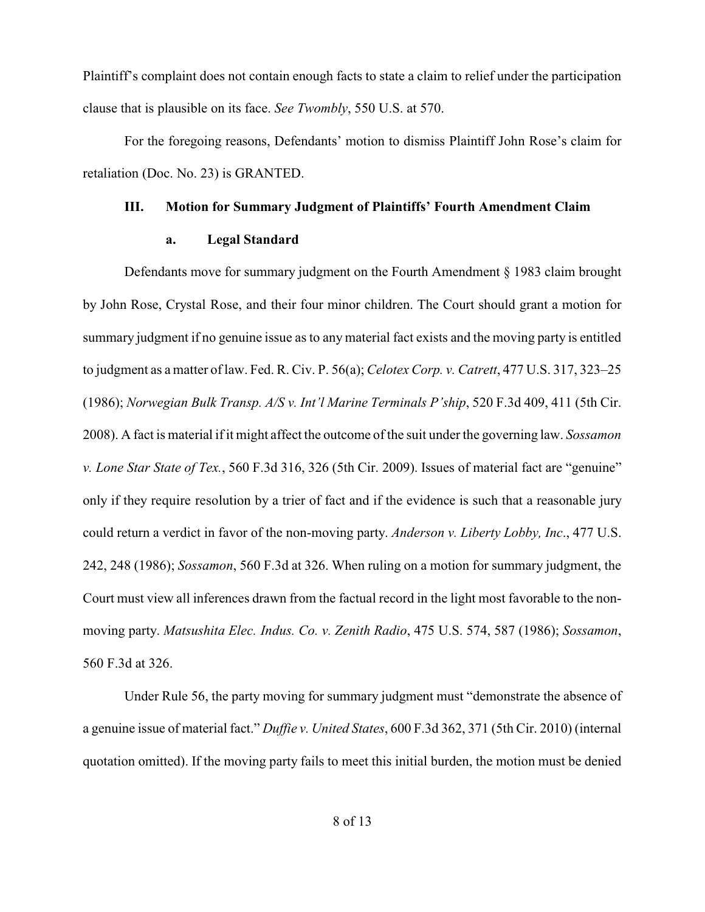Plaintiff's complaint does not contain enough facts to state a claim to relief under the participation clause that is plausible on its face. *See Twombly*, 550 U.S. at 570.

For the foregoing reasons, Defendants' motion to dismiss Plaintiff John Rose's claim for retaliation (Doc. No. 23) is GRANTED.

## III. Motion for Summary Judgment of Plaintiffs' Fourth Amendment Claim

### a. Legal Standard

Defendants move for summary judgment on the Fourth Amendment § 1983 claim brought by John Rose, Crystal Rose, and their four minor children. The Court should grant a motion for summary judgment if no genuine issue as to any material fact exists and the moving party is entitled to judgment as a matter of law. Fed. R. Civ. P. 56(a); *Celotex Corp. v. Catrett*, 477 U.S. 317, 323–25 (1986); *Norwegian Bulk Transp. A/S v. Int'l Marine Terminals P'ship*, 520 F.3d 409, 411 (5th Cir. 2008). A fact is material if it might affect the outcome of the suit under the governing law. *Sossamon v. Lone Star State of Tex.*, 560 F.3d 316, 326 (5th Cir. 2009). Issues of material fact are "genuine" only if they require resolution by a trier of fact and if the evidence is such that a reasonable jury could return a verdict in favor of the non-moving party. *Anderson v. Liberty Lobby, Inc*., 477 U.S. 242, 248 (1986); *Sossamon*, 560 F.3d at 326. When ruling on a motion for summary judgment, the Court must view all inferences drawn from the factual record in the light most favorable to the non-moving party. *Matsushita Elec. Indus. Co. v. Zenith Radio*, 475 U.S. 574, 587 (1986); *Sossamon*, 560 F.3d at 326.

Under Rule 56, the party moving for summary judgment must "demonstrate the absence of a genuine issue of material fact." *Duffie v. United States*, 600 F.3d 362, 371 (5th Cir. 2010) (internal quotation omitted). If the moving party fails to meet this initial burden, the motion must be denied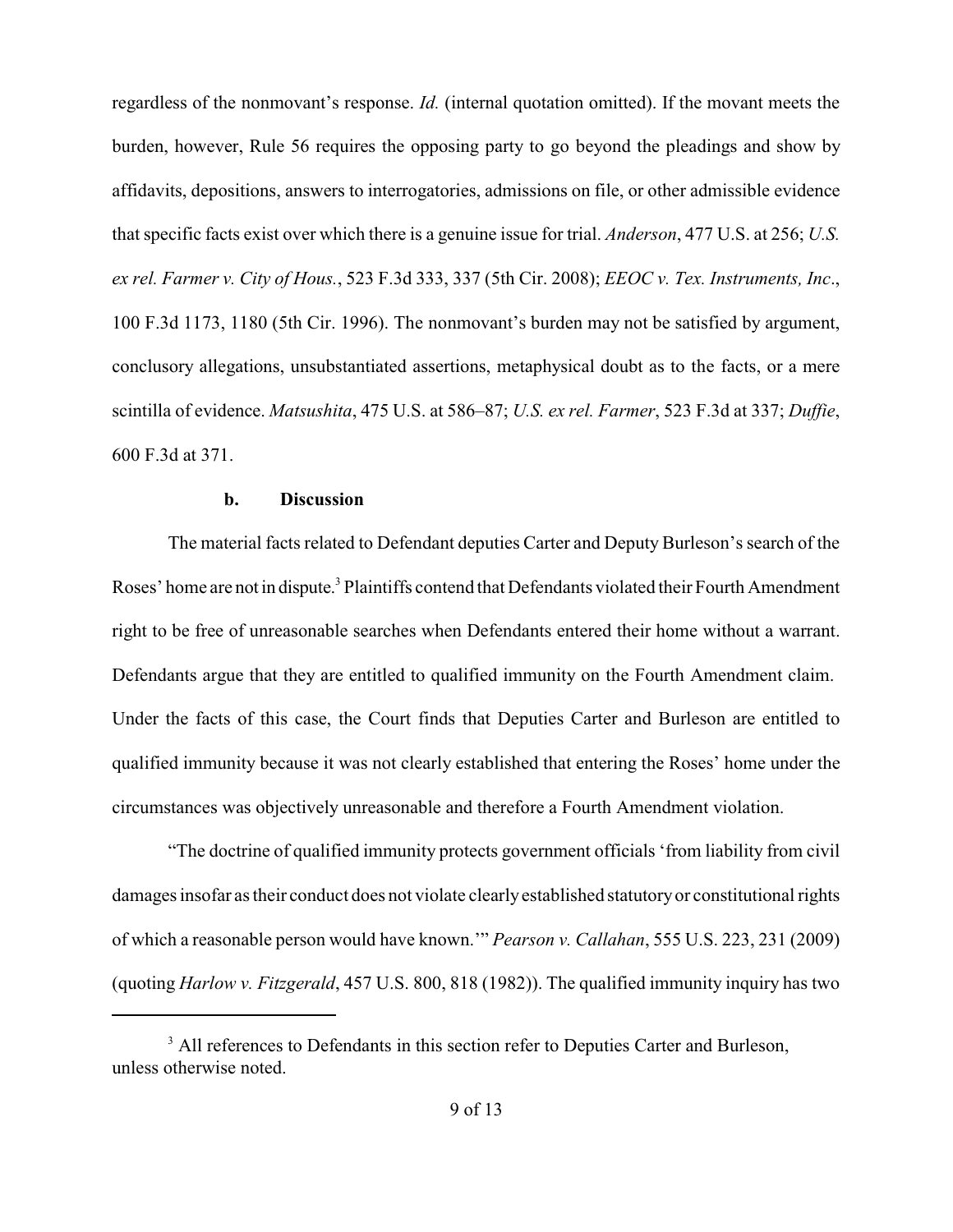regardless of the nonmovant's response. *Id.* (internal quotation omitted). If the movant meets the burden, however, Rule 56 requires the opposing party to go beyond the pleadings and show by affidavits, depositions, answers to interrogatories, admissions on file, or other admissible evidence that specific facts exist over which there is a genuine issue for trial. *Anderson*, 477 U.S. at 256; *U.S. ex rel. Farmer v. City of Hous.*, 523 F.3d 333, 337 (5th Cir. 2008); *EEOC v. Tex. Instruments, Inc.*, 100 F.3d 1173, 1180 (5th Cir. 1996). The nonmovant's burden may not be satisfied by argument, conclusory allegations, unsubstantiated assertions, metaphysical doubt as to the facts, or a mere scintilla of evidence. *Matsushita*, 475 U.S. at 586–87; *U.S. ex rel. Farmer*, 523 F.3d at 337; *Duffie*, 600 F.3d at 371.

**b. Discussion**

The material facts related to Defendant deputies Carter and Deputy Burleson's search of the Roses' home are not in dispute.[3] Plaintiffs contend that Defendants violated their Fourth Amendment right to be free of unreasonable searches when Defendants entered their home without a warrant. Defendants argue that they are entitled to qualified immunity on the Fourth Amendment claim. Under the facts of this case, the Court finds that Deputies Carter and Burleson are entitled to qualified immunity because it was not clearly established that entering the Roses' home under the circumstances was objectively unreasonable and therefore a Fourth Amendment violation.

"The doctrine of qualified immunity protects government officials 'from liability from civil damages insofar as their conduct does not violate clearly established statutory or constitutional rights of which a reasonable person would have known.'" *Pearson v. Callahan*, 555 U.S. 223, 231 (2009) (quoting *Harlow v. Fitzgerald*, 457 U.S. 800, 818 (1982)). The qualified immunity inquiry has two

[3] All references to Defendants in this section refer to Deputies Carter and Burleson, unless otherwise noted.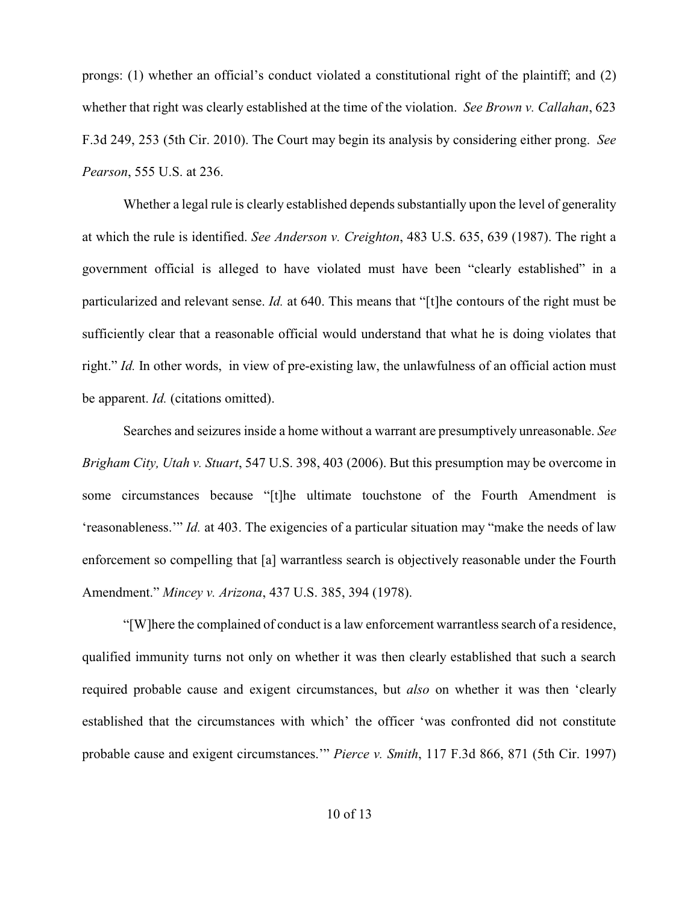prongs: (1) whether an official's conduct violated a constitutional right of the plaintiff; and (2) whether that right was clearly established at the time of the violation. *See Brown v. Callahan*, 623 F.3d 249, 253 (5th Cir. 2010). The Court may begin its analysis by considering either prong. *See Pearson*, 555 U.S. at 236.

Whether a legal rule is clearly established depends substantially upon the level of generality at which the rule is identified. *See Anderson v. Creighton*, 483 U.S. 635, 639 (1987). The right a government official is alleged to have violated must have been "clearly established" in a particularized and relevant sense. *Id.* at 640. This means that "[t]he contours of the right must be sufficiently clear that a reasonable official would understand that what he is doing violates that right." *Id.* In other words, in view of pre-existing law, the unlawfulness of an official action must be apparent. *Id.* (citations omitted).

Searches and seizures inside a home without a warrant are presumptively unreasonable. *See Brigham City, Utah v. Stuart*, 547 U.S. 398, 403 (2006). But this presumption may be overcome in some circumstances because "[t]he ultimate touchstone of the Fourth Amendment is 'reasonableness.'" *Id.* at 403. The exigencies of a particular situation may "make the needs of law enforcement so compelling that [a] warrantless search is objectively reasonable under the Fourth Amendment." *Mincey v. Arizona*, 437 U.S. 385, 394 (1978).

"[W]here the complained of conduct is a law enforcement warrantless search of a residence, qualified immunity turns not only on whether it was then clearly established that such a search required probable cause and exigent circumstances, but *also* on whether it was then 'clearly established that the circumstances with which' the officer 'was confronted did not constitute probable cause and exigent circumstances.'" *Pierce v. Smith*, 117 F.3d 866, 871 (5th Cir. 1997)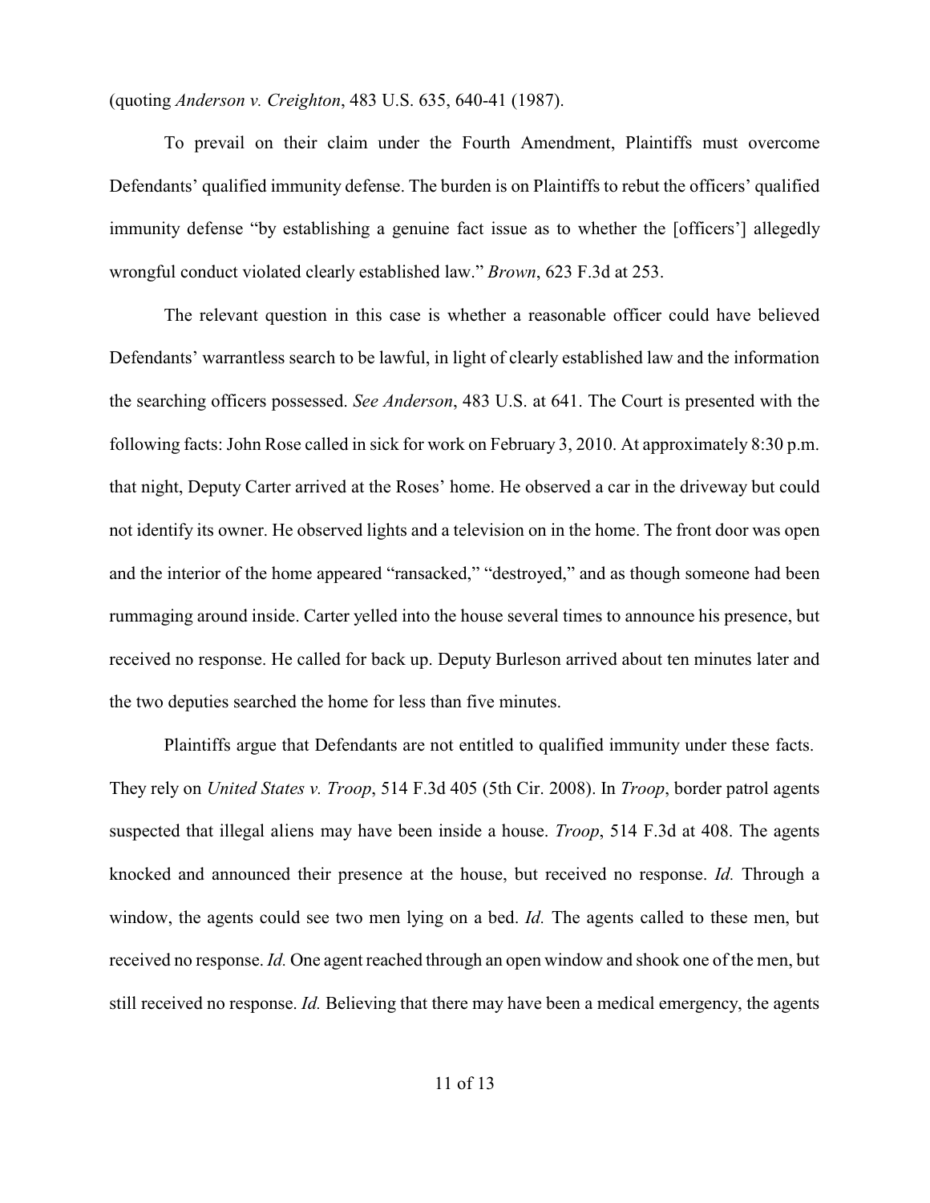(quoting *Anderson v. Creighton*, 483 U.S. 635, 640-41 (1987).

To prevail on their claim under the Fourth Amendment, Plaintiffs must overcome Defendants' qualified immunity defense. The burden is on Plaintiffs to rebut the officers' qualified immunity defense "by establishing a genuine fact issue as to whether the [officers'] allegedly wrongful conduct violated clearly established law." *Brown*, 623 F.3d at 253.

The relevant question in this case is whether a reasonable officer could have believed Defendants' warrantless search to be lawful, in light of clearly established law and the information the searching officers possessed. *See Anderson*, 483 U.S. at 641. The Court is presented with the following facts: John Rose called in sick for work on February 3, 2010. At approximately 8:30 p.m. that night, Deputy Carter arrived at the Roses' home. He observed a car in the driveway but could not identify its owner. He observed lights and a television on in the home. The front door was open and the interior of the home appeared "ransacked," "destroyed," and as though someone had been rummaging around inside. Carter yelled into the house several times to announce his presence, but received no response. He called for back up. Deputy Burleson arrived about ten minutes later and the two deputies searched the home for less than five minutes.

Plaintiffs argue that Defendants are not entitled to qualified immunity under these facts. They rely on *United States v. Troop*, 514 F.3d 405 (5th Cir. 2008). In *Troop*, border patrol agents suspected that illegal aliens may have been inside a house. *Troop*, 514 F.3d at 408. The agents knocked and announced their presence at the house, but received no response. *Id.* Through a window, the agents could see two men lying on a bed. *Id.* The agents called to these men, but received no response. *Id.* One agent reached through an open window and shook one of the men, but still received no response. *Id.* Believing that there may have been a medical emergency, the agents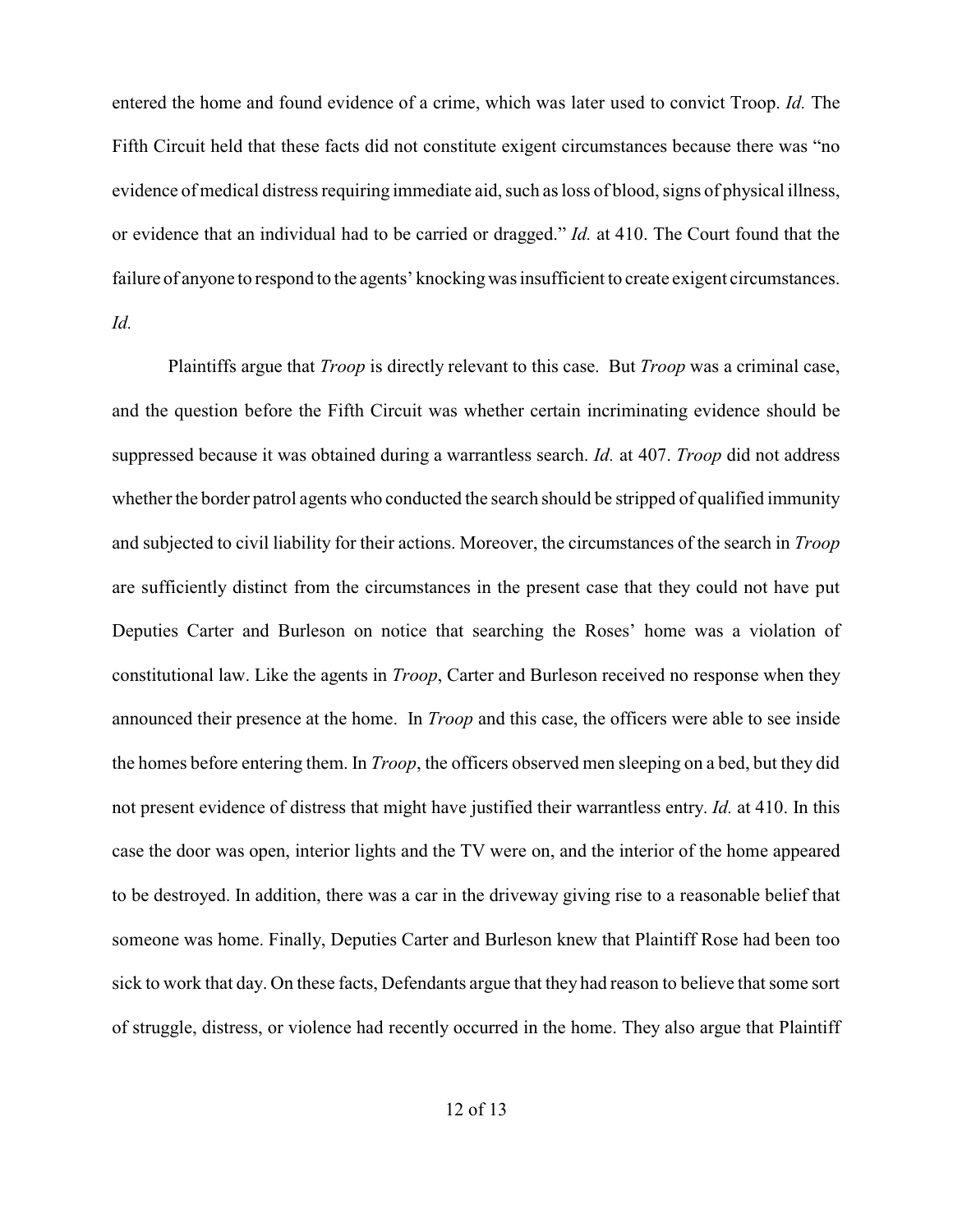entered the home and found evidence of a crime, which was later used to convict Troop. *Id.* The Fifth Circuit held that these facts did not constitute exigent circumstances because there was "no evidence of medical distress requiring immediate aid, such as loss of blood, signs of physical illness, or evidence that an individual had to be carried or dragged." *Id.* at 410. The Court found that the failure of anyone to respond to the agents' knocking was insufficient to create exigent circumstances. *Id.*

Plaintiffs argue that *Troop* is directly relevant to this case. But *Troop* was a criminal case, and the question before the Fifth Circuit was whether certain incriminating evidence should be suppressed because it was obtained during a warrantless search. *Id.* at 407. *Troop* did not address whether the border patrol agents who conducted the search should be stripped of qualified immunity and subjected to civil liability for their actions. Moreover, the circumstances of the search in *Troop* are sufficiently distinct from the circumstances in the present case that they could not have put Deputies Carter and Burleson on notice that searching the Roses' home was a violation of constitutional law. Like the agents in *Troop*, Carter and Burleson received no response when they announced their presence at the home. In *Troop* and this case, the officers were able to see inside the homes before entering them. In *Troop*, the officers observed men sleeping on a bed, but they did not present evidence of distress that might have justified their warrantless entry. *Id.* at 410. In this case the door was open, interior lights and the TV were on, and the interior of the home appeared to be destroyed. In addition, there was a car in the driveway giving rise to a reasonable belief that someone was home. Finally, Deputies Carter and Burleson knew that Plaintiff Rose had been too sick to work that day. On these facts, Defendants argue that they had reason to believe that some sort of struggle, distress, or violence had recently occurred in the home. They also argue that Plaintiff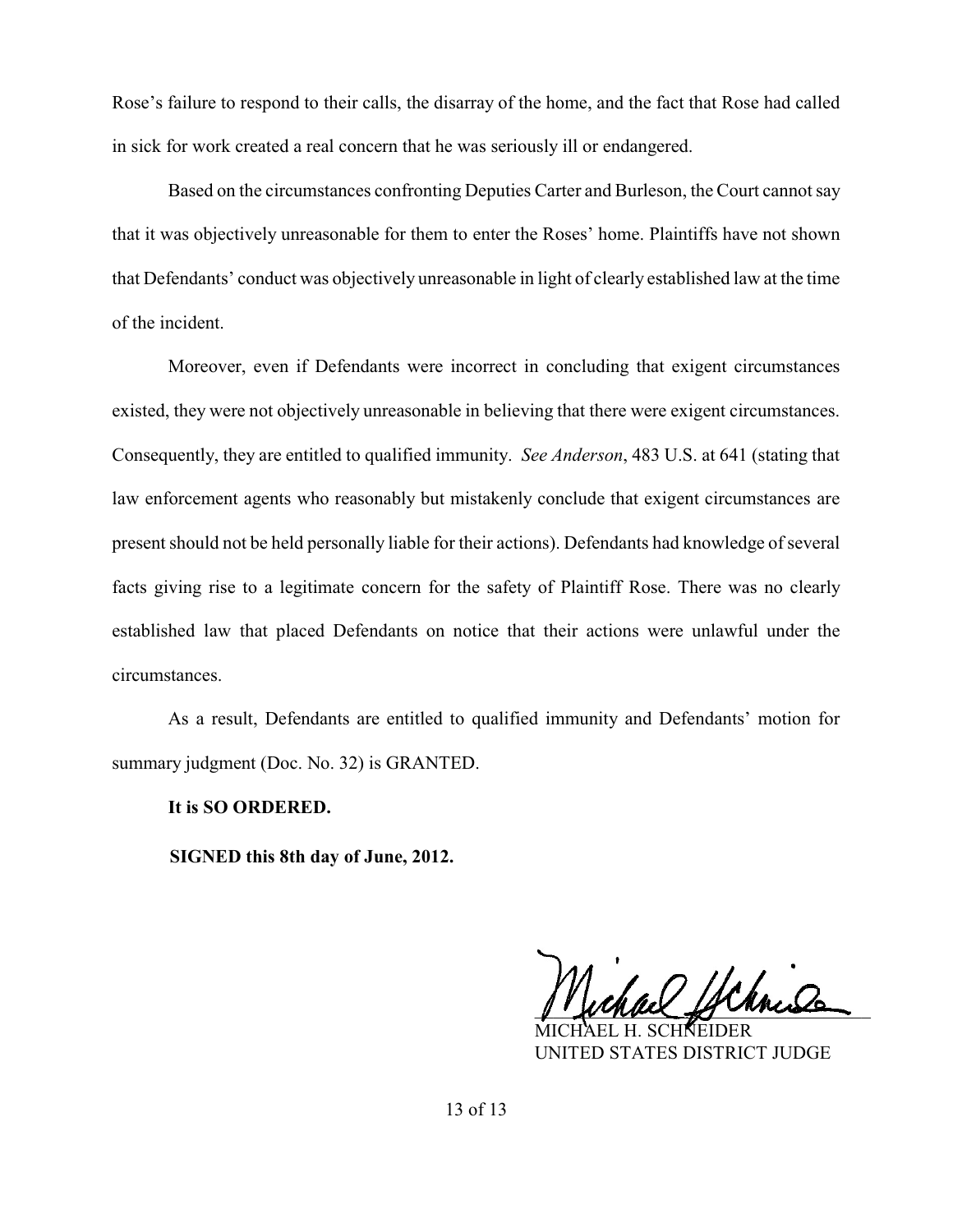Rose's failure to respond to their calls, the disarray of the home, and the fact that Rose had called in sick for work created a real concern that he was seriously ill or endangered.

Based on the circumstances confronting Deputies Carter and Burleson, the Court cannot say that it was objectively unreasonable for them to enter the Roses' home. Plaintiffs have not shown that Defendants' conduct was objectively unreasonable in light of clearly established law at the time of the incident.

Moreover, even if Defendants were incorrect in concluding that exigent circumstances existed, they were not objectively unreasonable in believing that there were exigent circumstances. Consequently, they are entitled to qualified immunity. *See Anderson*, 483 U.S. at 641 (stating that law enforcement agents who reasonably but mistakenly conclude that exigent circumstances are present should not be held personally liable for their actions). Defendants had knowledge of several facts giving rise to a legitimate concern for the safety of Plaintiff Rose. There was no clearly established law that placed Defendants on notice that their actions were unlawful under the circumstances.

As a result, Defendants are entitled to qualified immunity and Defendants' motion for summary judgment (Doc. No. 32) is GRANTED.

**It is SO ORDERED.**

**SIGNED this 8th day of June, 2012.**

MICHAEL H. SCHNEIDER
UNITED STATES DISTRICT JUDGE